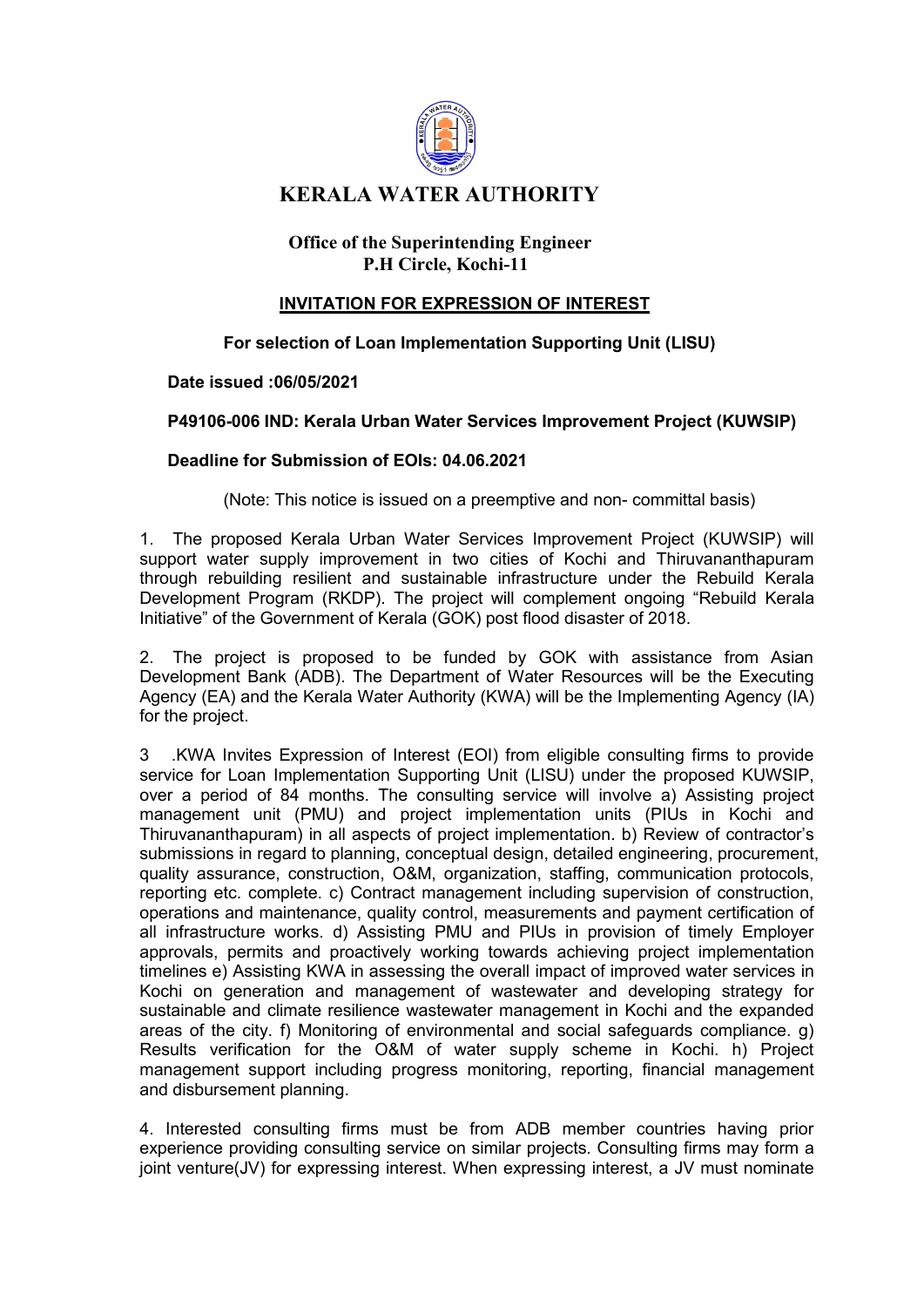# KERALA WATER AUTHORITY

### Office of the Superintending Engineer
### P.H Circle, Kochi-11

## INVITATION FOR EXPRESSION OF INTEREST

**For selection of Loan Implementation Supporting Unit (LISU)**

**Date issued :06/05/2021**

**P49106-006 IND: Kerala Urban Water Services Improvement Project (KUWSIP)**

**Deadline for Submission of EOIs: 04.06.2021**

(Note: This notice is issued on a preemptive and non- committal basis)

1. The proposed Kerala Urban Water Services Improvement Project (KUWSIP) will support water supply improvement in two cities of Kochi and Thiruvananthapuram through rebuilding resilient and sustainable infrastructure under the Rebuild Kerala Development Program (RKDP). The project will complement ongoing "Rebuild Kerala Initiative" of the Government of Kerala (GOK) post flood disaster of 2018.

2. The project is proposed to be funded by GOK with assistance from Asian Development Bank (ADB). The Department of Water Resources will be the Executing Agency (EA) and the Kerala Water Authority (KWA) will be the Implementing Agency (IA) for the project.

3 .KWA Invites Expression of Interest (EOI) from eligible consulting firms to provide service for Loan Implementation Supporting Unit (LISU) under the proposed KUWSIP, over a period of 84 months. The consulting service will involve a) Assisting project management unit (PMU) and project implementation units (PIUs in Kochi and Thiruvananthapuram) in all aspects of project implementation. b) Review of contractor's submissions in regard to planning, conceptual design, detailed engineering, procurement, quality assurance, construction, O&M, organization, staffing, communication protocols, reporting etc. complete. c) Contract management including supervision of construction, operations and maintenance, quality control, measurements and payment certification of all infrastructure works. d) Assisting PMU and PIUs in provision of timely Employer approvals, permits and proactively working towards achieving project implementation timelines e) Assisting KWA in assessing the overall impact of improved water services in Kochi on generation and management of wastewater and developing strategy for sustainable and climate resilience wastewater management in Kochi and the expanded areas of the city. f) Monitoring of environmental and social safeguards compliance. g) Results verification for the O&M of water supply scheme in Kochi. h) Project management support including progress monitoring, reporting, financial management and disbursement planning.

4. Interested consulting firms must be from ADB member countries having prior experience providing consulting service on similar projects. Consulting firms may form a joint venture(JV) for expressing interest. When expressing interest, a JV must nominate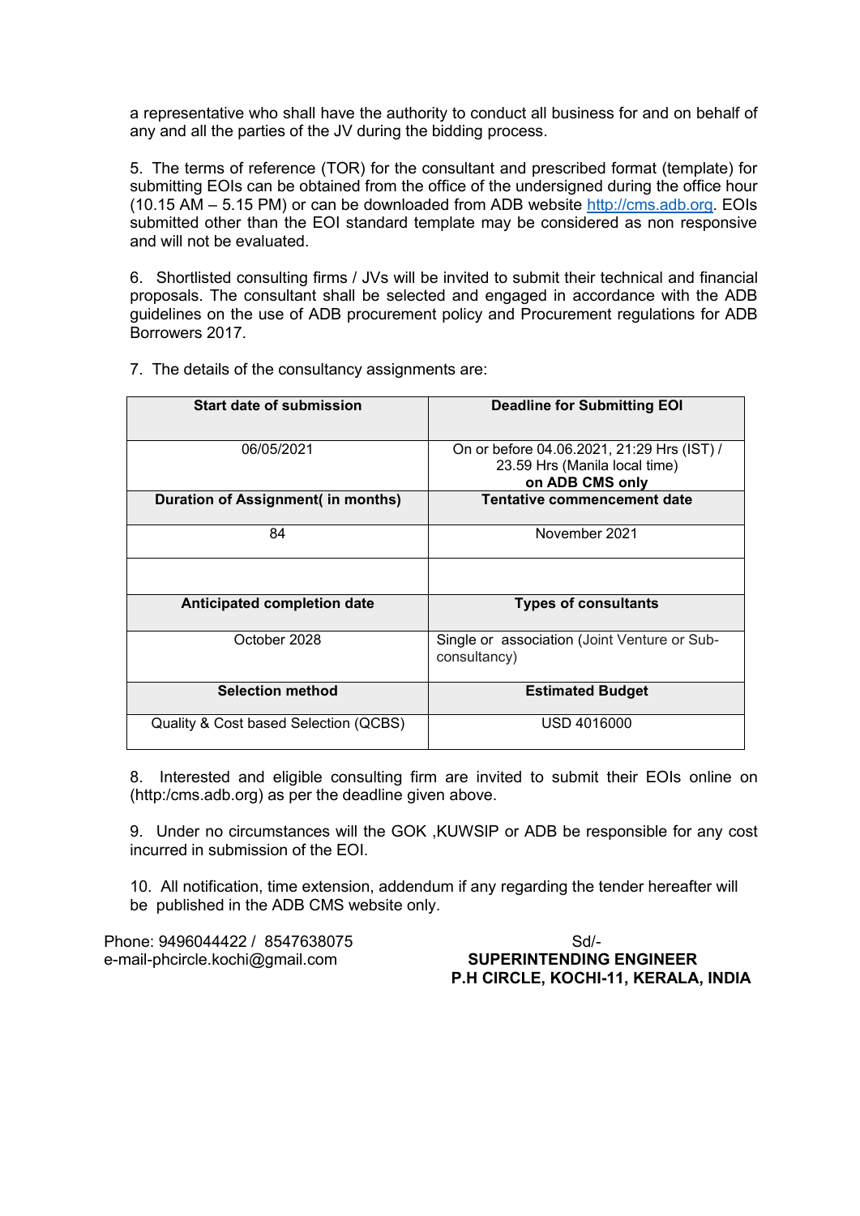a representative who shall have the authority to conduct all business for and on behalf of any and all the parties of the JV during the bidding process.

5. The terms of reference (TOR) for the consultant and prescribed format (template) for submitting EOIs can be obtained from the office of the undersigned during the office hour (10.15 AM – 5.15 PM) or can be downloaded from ADB website http://cms.adb.org. EOIs submitted other than the EOI standard template may be considered as non responsive and will not be evaluated.

6. Shortlisted consulting firms / JVs will be invited to submit their technical and financial proposals. The consultant shall be selected and engaged in accordance with the ADB guidelines on the use of ADB procurement policy and Procurement regulations for ADB Borrowers 2017.

7. The details of the consultancy assignments are:

| Start date of submission | Deadline for Submitting EOI |
|---|---|
| 06/05/2021 | On or before 04.06.2021, 21:29 Hrs (IST) / 23.59 Hrs (Manila local time) **on ADB CMS only** |
| **Duration of Assignment( in months)** | **Tentative commencement date** |
| 84 | November 2021 |
| | |
| **Anticipated completion date** | **Types of consultants** |
| October 2028 | Single or association (Joint Venture or Sub-consultancy) |
| **Selection method** | **Estimated Budget** |
| Quality & Cost based Selection (QCBS) | USD 4016000 |

8. Interested and eligible consulting firm are invited to submit their EOIs online on (http:/cms.adb.org) as per the deadline given above.

9. Under no circumstances will the GOK ,KUWSIP or ADB be responsible for any cost incurred in submission of the EOI.

10. All notification, time extension, addendum if any regarding the tender hereafter will be published in the ADB CMS website only.

Phone: 9496044422 / 8547638075
e-mail-phcircle.kochi@gmail.com

Sd/-
**SUPERINTENDING ENGINEER**
**P.H CIRCLE, KOCHI-11, KERALA, INDIA**